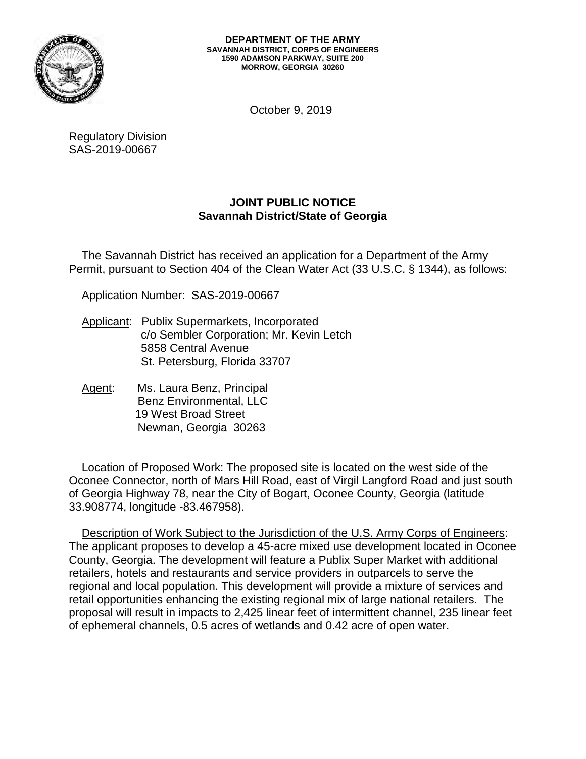**DEPARTMENT OF THE ARMY**
**SAVANNAH DISTRICT, CORPS OF ENGINEERS**
**1590 ADAMSON PARKWAY, SUITE 200**
**MORROW, GEORGIA 30260**

October 9, 2019

Regulatory Division
SAS-2019-00667

## JOINT PUBLIC NOTICE
## Savannah District/State of Georgia

The Savannah District has received an application for a Department of the Army Permit, pursuant to Section 404 of the Clean Water Act (33 U.S.C. § 1344), as follows:

Application Number: SAS-2019-00667

Applicant: Publix Supermarkets, Incorporated
c/o Sembler Corporation; Mr. Kevin Letch
5858 Central Avenue
St. Petersburg, Florida 33707

Agent: Ms. Laura Benz, Principal
Benz Environmental, LLC
19 West Broad Street
Newnan, Georgia 30263

Location of Proposed Work: The proposed site is located on the west side of the Oconee Connector, north of Mars Hill Road, east of Virgil Langford Road and just south of Georgia Highway 78, near the City of Bogart, Oconee County, Georgia (latitude 33.908774, longitude -83.467958).

Description of Work Subject to the Jurisdiction of the U.S. Army Corps of Engineers: The applicant proposes to develop a 45-acre mixed use development located in Oconee County, Georgia. The development will feature a Publix Super Market with additional retailers, hotels and restaurants and service providers in outparcels to serve the regional and local population. This development will provide a mixture of services and retail opportunities enhancing the existing regional mix of large national retailers. The proposal will result in impacts to 2,425 linear feet of intermittent channel, 235 linear feet of ephemeral channels, 0.5 acres of wetlands and 0.42 acre of open water.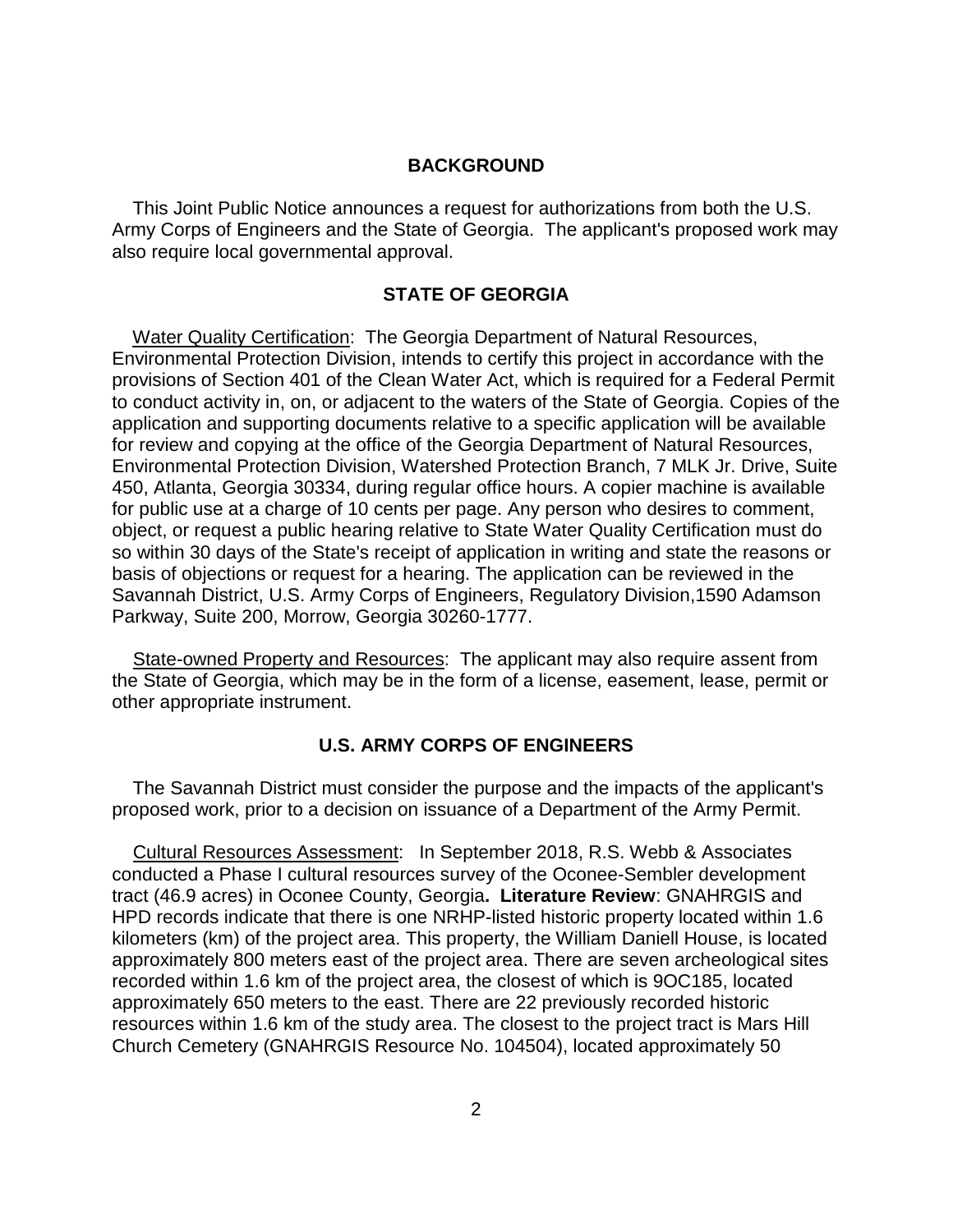## BACKGROUND

This Joint Public Notice announces a request for authorizations from both the U.S. Army Corps of Engineers and the State of Georgia. The applicant's proposed work may also require local governmental approval.

## STATE OF GEORGIA

Water Quality Certification: The Georgia Department of Natural Resources, Environmental Protection Division, intends to certify this project in accordance with the provisions of Section 401 of the Clean Water Act, which is required for a Federal Permit to conduct activity in, on, or adjacent to the waters of the State of Georgia. Copies of the application and supporting documents relative to a specific application will be available for review and copying at the office of the Georgia Department of Natural Resources, Environmental Protection Division, Watershed Protection Branch, 7 MLK Jr. Drive, Suite 450, Atlanta, Georgia 30334, during regular office hours. A copier machine is available for public use at a charge of 10 cents per page. Any person who desires to comment, object, or request a public hearing relative to State Water Quality Certification must do so within 30 days of the State's receipt of application in writing and state the reasons or basis of objections or request for a hearing. The application can be reviewed in the Savannah District, U.S. Army Corps of Engineers, Regulatory Division,1590 Adamson Parkway, Suite 200, Morrow, Georgia 30260-1777.

State-owned Property and Resources: The applicant may also require assent from the State of Georgia, which may be in the form of a license, easement, lease, permit or other appropriate instrument.

## U.S. ARMY CORPS OF ENGINEERS

The Savannah District must consider the purpose and the impacts of the applicant's proposed work, prior to a decision on issuance of a Department of the Army Permit.

Cultural Resources Assessment: In September 2018, R.S. Webb & Associates conducted a Phase I cultural resources survey of the Oconee-Sembler development tract (46.9 acres) in Oconee County, Georgia**. Literature Review**: GNAHRGIS and HPD records indicate that there is one NRHP-listed historic property located within 1.6 kilometers (km) of the project area. This property, the William Daniell House, is located approximately 800 meters east of the project area. There are seven archeological sites recorded within 1.6 km of the project area, the closest of which is 9OC185, located approximately 650 meters to the east. There are 22 previously recorded historic resources within 1.6 km of the study area. The closest to the project tract is Mars Hill Church Cemetery (GNAHRGIS Resource No. 104504), located approximately 50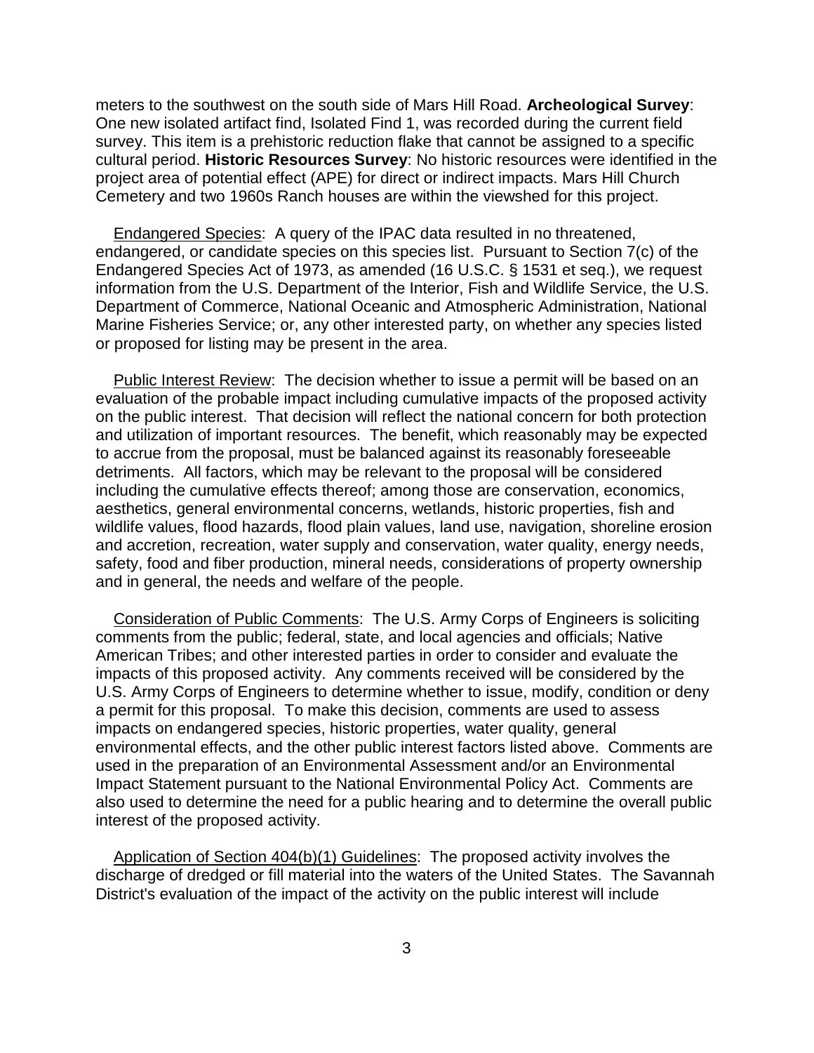meters to the southwest on the south side of Mars Hill Road. **Archeological Survey**: One new isolated artifact find, Isolated Find 1, was recorded during the current field survey. This item is a prehistoric reduction flake that cannot be assigned to a specific cultural period. **Historic Resources Survey**: No historic resources were identified in the project area of potential effect (APE) for direct or indirect impacts. Mars Hill Church Cemetery and two 1960s Ranch houses are within the viewshed for this project.

Endangered Species: A query of the IPAC data resulted in no threatened, endangered, or candidate species on this species list. Pursuant to Section 7(c) of the Endangered Species Act of 1973, as amended (16 U.S.C. § 1531 et seq.), we request information from the U.S. Department of the Interior, Fish and Wildlife Service, the U.S. Department of Commerce, National Oceanic and Atmospheric Administration, National Marine Fisheries Service; or, any other interested party, on whether any species listed or proposed for listing may be present in the area.

Public Interest Review: The decision whether to issue a permit will be based on an evaluation of the probable impact including cumulative impacts of the proposed activity on the public interest. That decision will reflect the national concern for both protection and utilization of important resources. The benefit, which reasonably may be expected to accrue from the proposal, must be balanced against its reasonably foreseeable detriments. All factors, which may be relevant to the proposal will be considered including the cumulative effects thereof; among those are conservation, economics, aesthetics, general environmental concerns, wetlands, historic properties, fish and wildlife values, flood hazards, flood plain values, land use, navigation, shoreline erosion and accretion, recreation, water supply and conservation, water quality, energy needs, safety, food and fiber production, mineral needs, considerations of property ownership and in general, the needs and welfare of the people.

Consideration of Public Comments: The U.S. Army Corps of Engineers is soliciting comments from the public; federal, state, and local agencies and officials; Native American Tribes; and other interested parties in order to consider and evaluate the impacts of this proposed activity. Any comments received will be considered by the U.S. Army Corps of Engineers to determine whether to issue, modify, condition or deny a permit for this proposal. To make this decision, comments are used to assess impacts on endangered species, historic properties, water quality, general environmental effects, and the other public interest factors listed above. Comments are used in the preparation of an Environmental Assessment and/or an Environmental Impact Statement pursuant to the National Environmental Policy Act. Comments are also used to determine the need for a public hearing and to determine the overall public interest of the proposed activity.

Application of Section 404(b)(1) Guidelines: The proposed activity involves the discharge of dredged or fill material into the waters of the United States. The Savannah District's evaluation of the impact of the activity on the public interest will include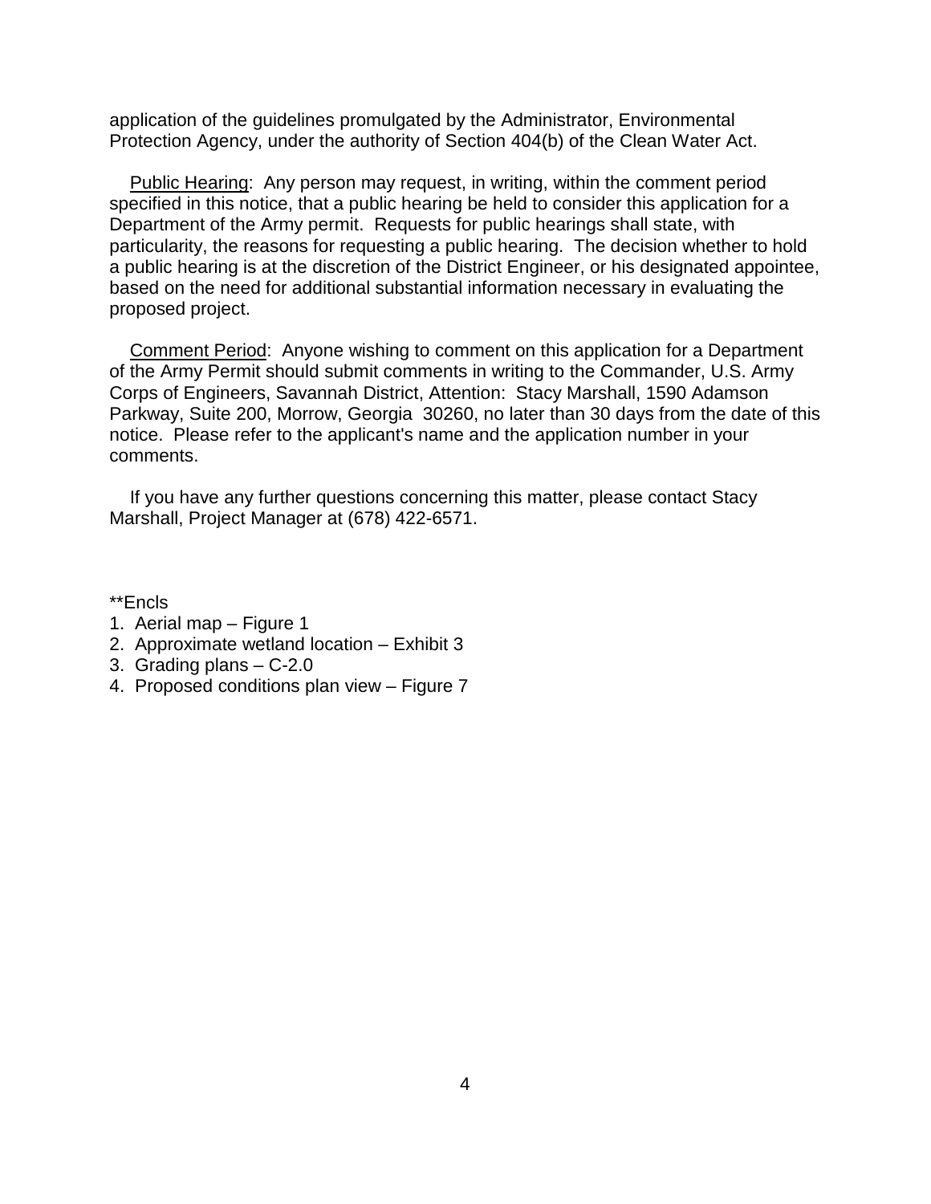application of the guidelines promulgated by the Administrator, Environmental Protection Agency, under the authority of Section 404(b) of the Clean Water Act.

<u>Public Hearing</u>: Any person may request, in writing, within the comment period specified in this notice, that a public hearing be held to consider this application for a Department of the Army permit. Requests for public hearings shall state, with particularity, the reasons for requesting a public hearing. The decision whether to hold a public hearing is at the discretion of the District Engineer, or his designated appointee, based on the need for additional substantial information necessary in evaluating the proposed project.

<u>Comment Period</u>: Anyone wishing to comment on this application for a Department of the Army Permit should submit comments in writing to the Commander, U.S. Army Corps of Engineers, Savannah District, Attention: Stacy Marshall, 1590 Adamson Parkway, Suite 200, Morrow, Georgia 30260, no later than 30 days from the date of this notice. Please refer to the applicant's name and the application number in your comments.

If you have any further questions concerning this matter, please contact Stacy Marshall, Project Manager at (678) 422-6571.

**Encls

1. Aerial map – Figure 1
2. Approximate wetland location – Exhibit 3
3. Grading plans – C-2.0
4. Proposed conditions plan view – Figure 7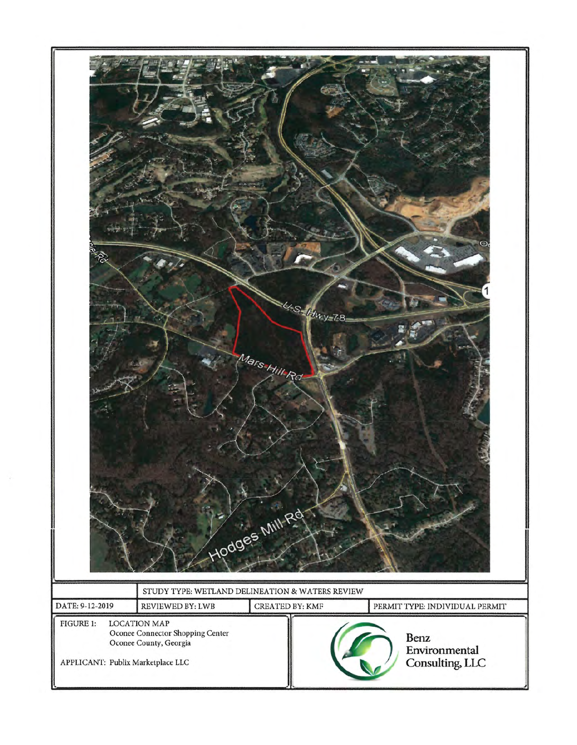| | STUDY TYPE: WETLAND DELINEATION & WATERS REVIEW | | |
|---|---|---|---|
| DATE: 9-12-2019 | REVIEWED BY: LWB | CREATED BY: KMF | PERMIT TYPE: INDIVIDUAL PERMIT |

FIGURE 1: LOCATION MAP
Oconee Connector Shopping Center
Oconee County, Georgia

APPLICANT: Publix Marketplace LLC

Benz Environmental Consulting, LLC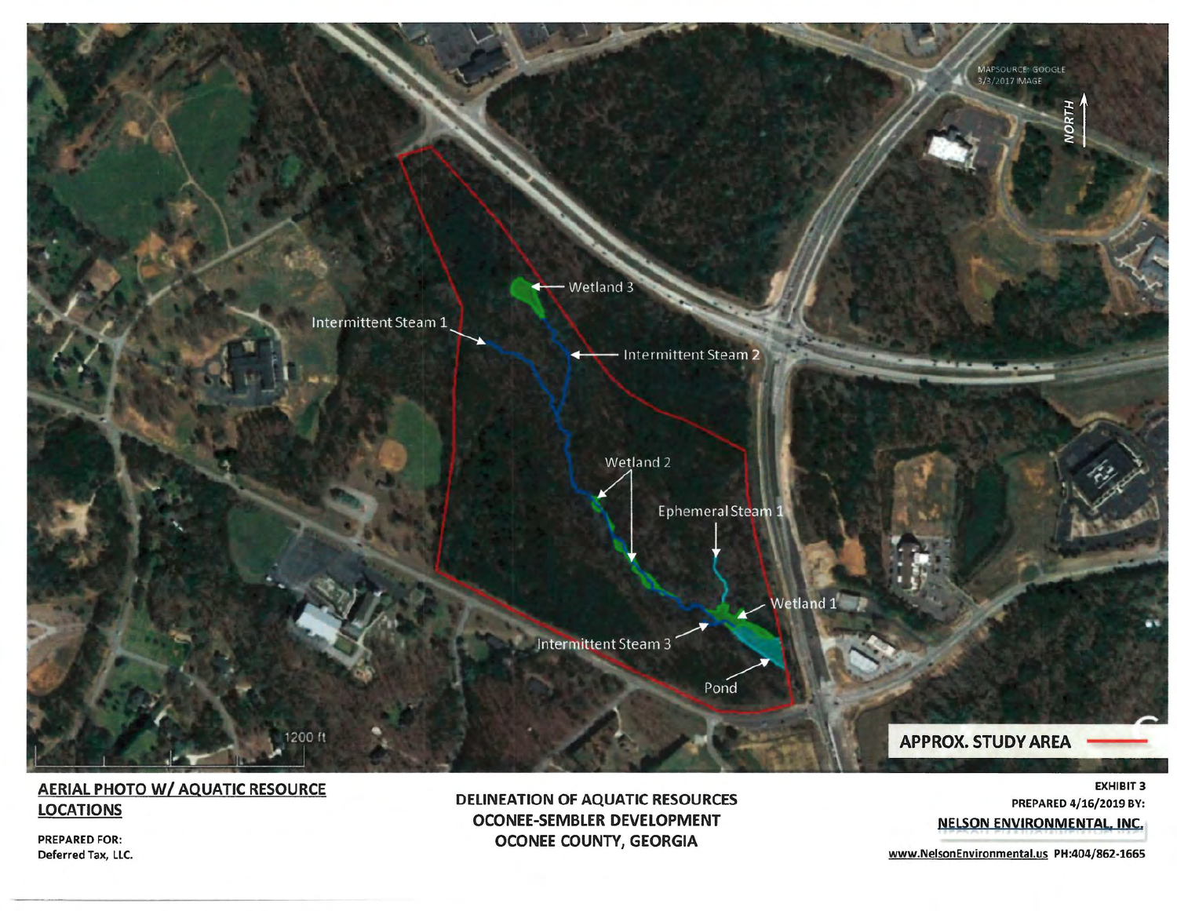MAPSOURCE: GOOGLE
3/3/2017 IMAGE

NORTH

Wetland 3

Intermittent Steam 1

Intermittent Steam 2

Wetland 2

Ephemeral Steam 1

Wetland 1

Intermittent Steam 3

Pond

1200 ft

APPROX. STUDY AREA

**AERIAL PHOTO W/ AQUATIC RESOURCE LOCATIONS**

**PREPARED FOR:**
Deferred Tax, LLC.

**DELINEATION OF AQUATIC RESOURCES**
**OCONEE-SEMBLER DEVELOPMENT**
**OCONEE COUNTY, GEORGIA**

**EXHIBIT 3**
**PREPARED 4/16/2019 BY:**
**NELSON ENVIRONMENTAL, INC.**
www.NelsonEnvironmental.us PH:404/862-1665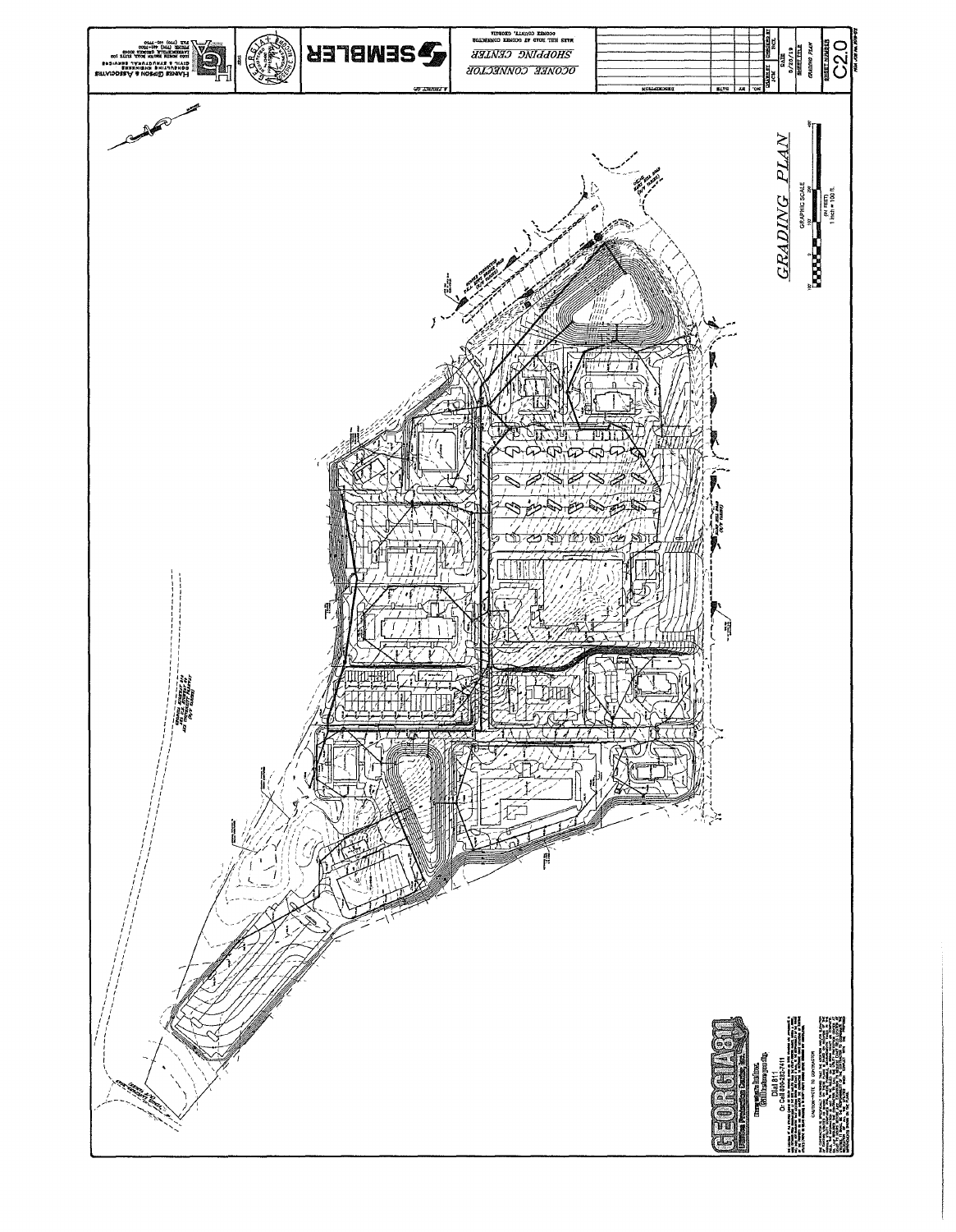# GRADING PLAN

GRAPHIC SCALE

( IN FEET )
1 inch = 100 ft.

OCONEE CONNECTOR

SHOPPING CENTER

MARS HILL ROAD AT OCONEE CONNECTOR
OCONEE COUNTY, GEORGIA

SEMBLER

HARRIS GIBSON & ASSOCIATES
CONSULTING ENGINEERS
CIVIL & STRUCTURAL SERVICES

| NO. | BY | DATE | DESCRIPTION |
|---|---|---|---|

DATE: 5/20/19

SHEET TITLE: GRADING PLAN

SHEET NUMBER: C2.0

GEORGIA 811
Utilities Protection Center, Inc.
Know what's below. Call before you dig.
Dial 811

CAUTION—NOTE TO CONTRACTOR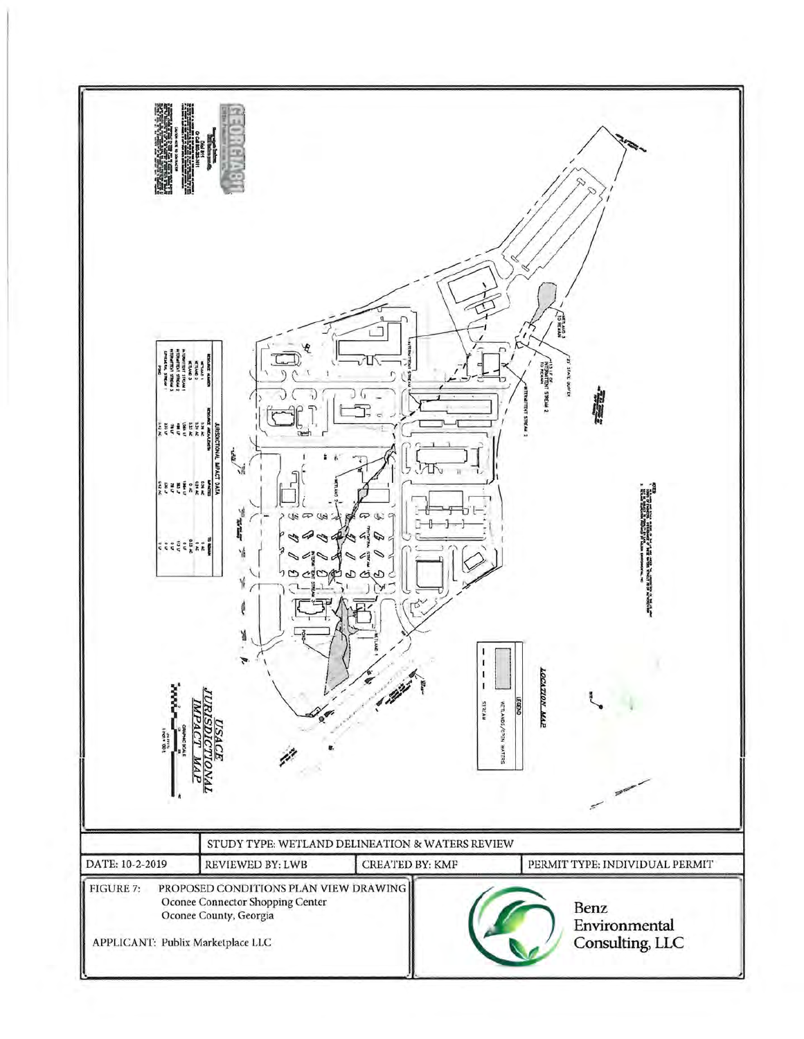| | | | |
|---|---|---|---|
| | STUDY TYPE: WETLAND DELINEATION & WATERS REVIEW | | |
| DATE: 10-2-2019 | REVIEWED BY: LWB | CREATED BY: KMF | PERMIT TYPE: INDIVIDUAL PERMIT |

FIGURE 7: PROPOSED CONDITIONS PLAN VIEW DRAWING
Oconee Connector Shopping Center
Oconee County, Georgia

APPLICANT: Publix Marketplace LLC

Benz Environmental Consulting, LLC